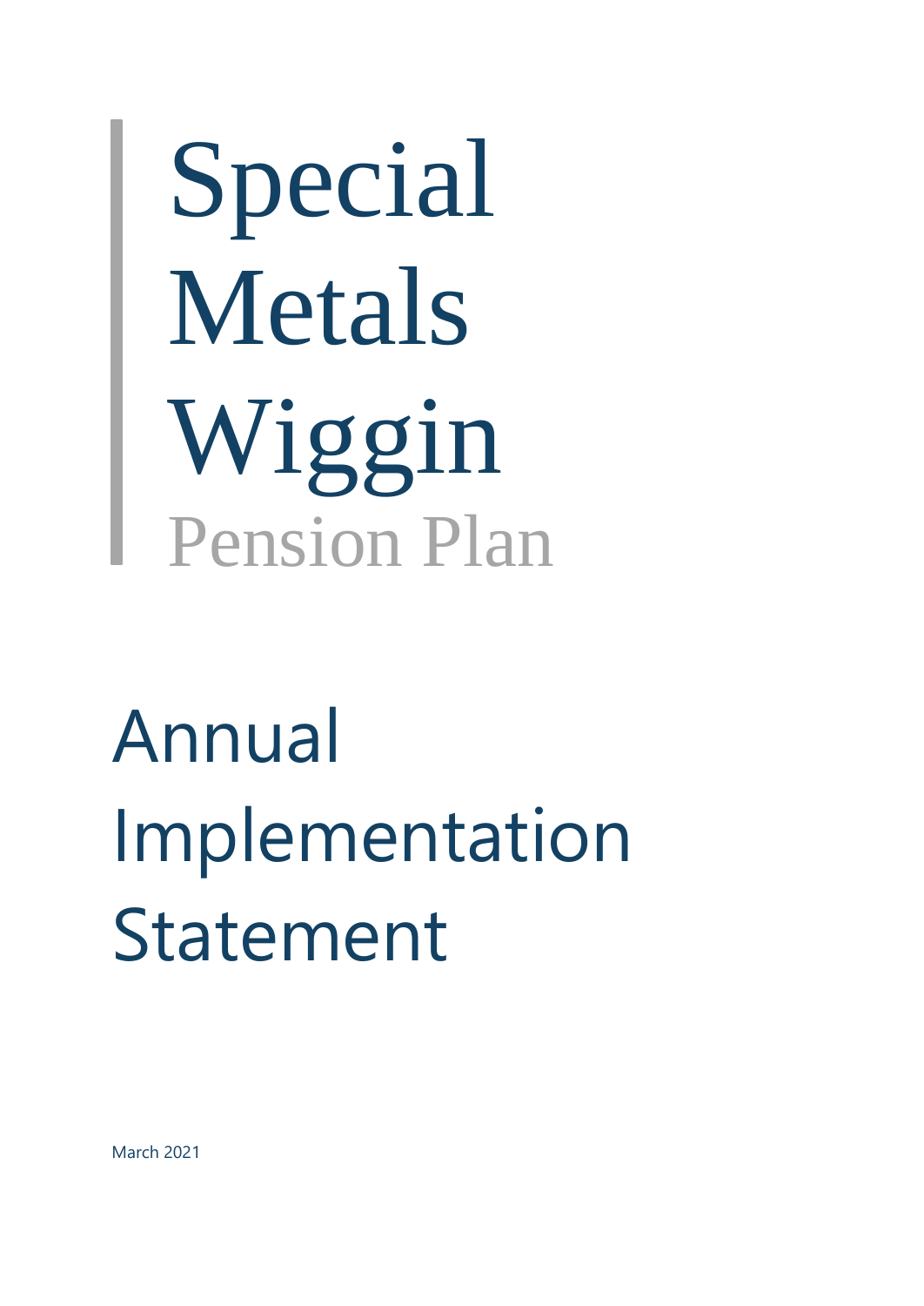# Special Metals Wiggin

## Pension Plan

# Annual Implementation Statement

March 2021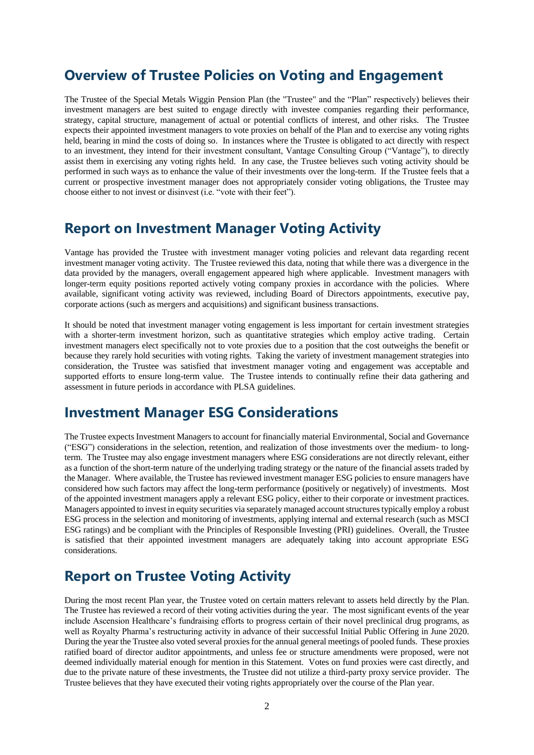## Overview of Trustee Policies on Voting and Engagement

The Trustee of the Special Metals Wiggin Pension Plan (the "Trustee" and the "Plan" respectively) believes their investment managers are best suited to engage directly with investee companies regarding their performance, strategy, capital structure, management of actual or potential conflicts of interest, and other risks. The Trustee expects their appointed investment managers to vote proxies on behalf of the Plan and to exercise any voting rights held, bearing in mind the costs of doing so. In instances where the Trustee is obligated to act directly with respect to an investment, they intend for their investment consultant, Vantage Consulting Group ("Vantage"), to directly assist them in exercising any voting rights held. In any case, the Trustee believes such voting activity should be performed in such ways as to enhance the value of their investments over the long-term. If the Trustee feels that a current or prospective investment manager does not appropriately consider voting obligations, the Trustee may choose either to not invest or disinvest (i.e. "vote with their feet").

## Report on Investment Manager Voting Activity

Vantage has provided the Trustee with investment manager voting policies and relevant data regarding recent investment manager voting activity. The Trustee reviewed this data, noting that while there was a divergence in the data provided by the managers, overall engagement appeared high where applicable. Investment managers with longer-term equity positions reported actively voting company proxies in accordance with the policies. Where available, significant voting activity was reviewed, including Board of Directors appointments, executive pay, corporate actions (such as mergers and acquisitions) and significant business transactions.

It should be noted that investment manager voting engagement is less important for certain investment strategies with a shorter-term investment horizon, such as quantitative strategies which employ active trading. Certain investment managers elect specifically not to vote proxies due to a position that the cost outweighs the benefit or because they rarely hold securities with voting rights. Taking the variety of investment management strategies into consideration, the Trustee was satisfied that investment manager voting and engagement was acceptable and supported efforts to ensure long-term value. The Trustee intends to continually refine their data gathering and assessment in future periods in accordance with PLSA guidelines.

## Investment Manager ESG Considerations

The Trustee expects Investment Managers to account for financially material Environmental, Social and Governance ("ESG") considerations in the selection, retention, and realization of those investments over the medium- to long-term. The Trustee may also engage investment managers where ESG considerations are not directly relevant, either as a function of the short-term nature of the underlying trading strategy or the nature of the financial assets traded by the Manager. Where available, the Trustee has reviewed investment manager ESG policies to ensure managers have considered how such factors may affect the long-term performance (positively or negatively) of investments. Most of the appointed investment managers apply a relevant ESG policy, either to their corporate or investment practices. Managers appointed to invest in equity securities via separately managed account structures typically employ a robust ESG process in the selection and monitoring of investments, applying internal and external research (such as MSCI ESG ratings) and be compliant with the Principles of Responsible Investing (PRI) guidelines. Overall, the Trustee is satisfied that their appointed investment managers are adequately taking into account appropriate ESG considerations.

## Report on Trustee Voting Activity

During the most recent Plan year, the Trustee voted on certain matters relevant to assets held directly by the Plan. The Trustee has reviewed a record of their voting activities during the year. The most significant events of the year include Ascension Healthcare's fundraising efforts to progress certain of their novel preclinical drug programs, as well as Royalty Pharma's restructuring activity in advance of their successful Initial Public Offering in June 2020. During the year the Trustee also voted several proxies for the annual general meetings of pooled funds. These proxies ratified board of director auditor appointments, and unless fee or structure amendments were proposed, were not deemed individually material enough for mention in this Statement. Votes on fund proxies were cast directly, and due to the private nature of these investments, the Trustee did not utilize a third-party proxy service provider. The Trustee believes that they have executed their voting rights appropriately over the course of the Plan year.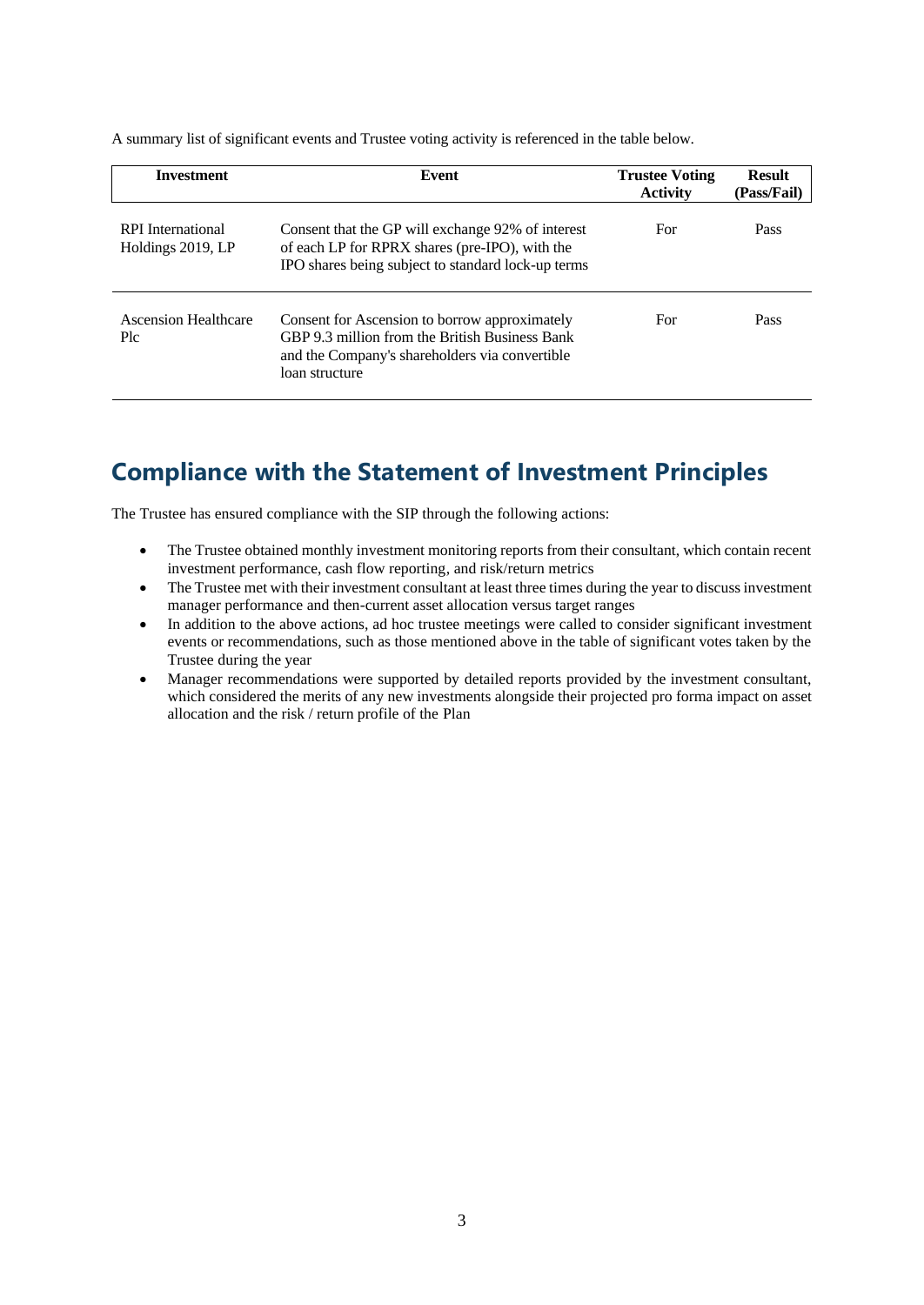A summary list of significant events and Trustee voting activity is referenced in the table below.

| Investment | Event | Trustee Voting Activity | Result (Pass/Fail) |
|---|---|---|---|
| RPI International Holdings 2019, LP | Consent that the GP will exchange 92% of interest of each LP for RPRX shares (pre-IPO), with the IPO shares being subject to standard lock-up terms | For | Pass |
| Ascension Healthcare Plc | Consent for Ascension to borrow approximately GBP 9.3 million from the British Business Bank and the Company's shareholders via convertible loan structure | For | Pass |

## Compliance with the Statement of Investment Principles

The Trustee has ensured compliance with the SIP through the following actions:

- The Trustee obtained monthly investment monitoring reports from their consultant, which contain recent investment performance, cash flow reporting, and risk/return metrics
- The Trustee met with their investment consultant at least three times during the year to discuss investment manager performance and then-current asset allocation versus target ranges
- In addition to the above actions, ad hoc trustee meetings were called to consider significant investment events or recommendations, such as those mentioned above in the table of significant votes taken by the Trustee during the year
- Manager recommendations were supported by detailed reports provided by the investment consultant, which considered the merits of any new investments alongside their projected pro forma impact on asset allocation and the risk / return profile of the Plan